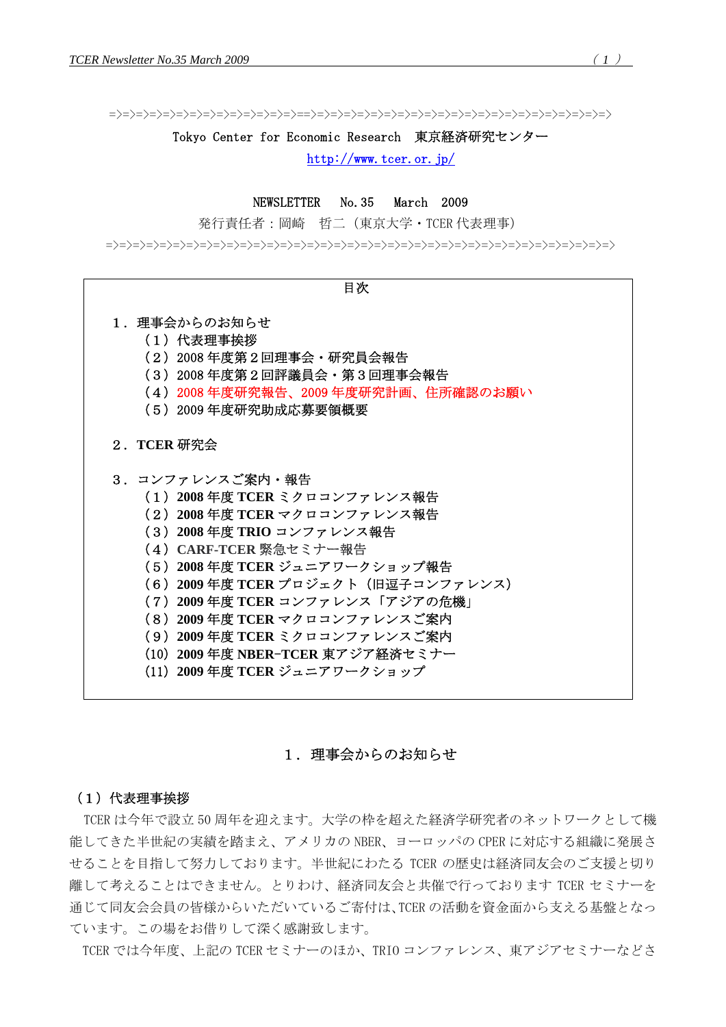=>=>=>=>=>=>=>=>=>=>=>=>=>=>==>=>=>=>=>=>=>=>=>=>=>=>=>=>=>=>=>=>=>=>=>

Tokyo Center for Economic Research　東京経済研究センター

http://www.tcer.or.jp/

NEWSLETTER　No.35　March　2009

発行責任者：岡崎　哲二（東京大学・TCER 代表理事）

=>=>=>=>=>=>=>=>=>=>=>=>=>=>=>=>=>=>=>=>=>=>=>=>=>=>=>=>=>=>=>=>=>=>=>=>

目次

１．理事会からのお知らせ
- （１）代表理事挨拶
- （２）2008 年度第２回理事会・研究員会報告
- （３）2008 年度第２回評議員会・第３回理事会報告
- （４）2008 年度研究報告、2009 年度研究計画、住所確認のお願い
- （５）2009 年度研究助成応募要領概要

２．TCER 研究会

３．コンファレンスご案内・報告
- （１）2008 年度 TCER ミクロコンファレンス報告
- （２）2008 年度 TCER マクロコンファレンス報告
- （３）2008 年度 TRIO コンファレンス報告
- （４）CARF-TCER 緊急セミナー報告
- （５）2008 年度 TCER ジュニアワークショップ報告
- （６）2009 年度 TCER プロジェクト（旧逗子コンファレンス）
- （７）2009 年度 TCER コンファレンス「アジアの危機」
- （８）2009 年度 TCER マクロコンファレンスご案内
- （９）2009 年度 TCER ミクロコンファレンスご案内
- (10) 2009 年度 NBER-TCER 東アジア経済セミナー
- (11) 2009 年度 TCER ジュニアワークショップ

## １．理事会からのお知らせ

### （１）代表理事挨拶

TCER は今年で設立 50 周年を迎えます。大学の枠を超えた経済学研究者のネットワークとして機能してきた半世紀の実績を踏まえ、アメリカの NBER、ヨーロッパの CPER に対応する組織に発展させることを目指して努力しております。半世紀にわたる TCER の歴史は経済同友会のご支援と切り離して考えることはできません。とりわけ、経済同友会と共催で行っております TCER セミナーを通じて同友会会員の皆様からいただいているご寄付は、TCER の活動を資金面から支える基盤となっています。この場をお借りして深く感謝致します。

TCER では今年度、上記の TCER セミナーのほか、TRIO コンファレンス、東アジアセミナーなどさ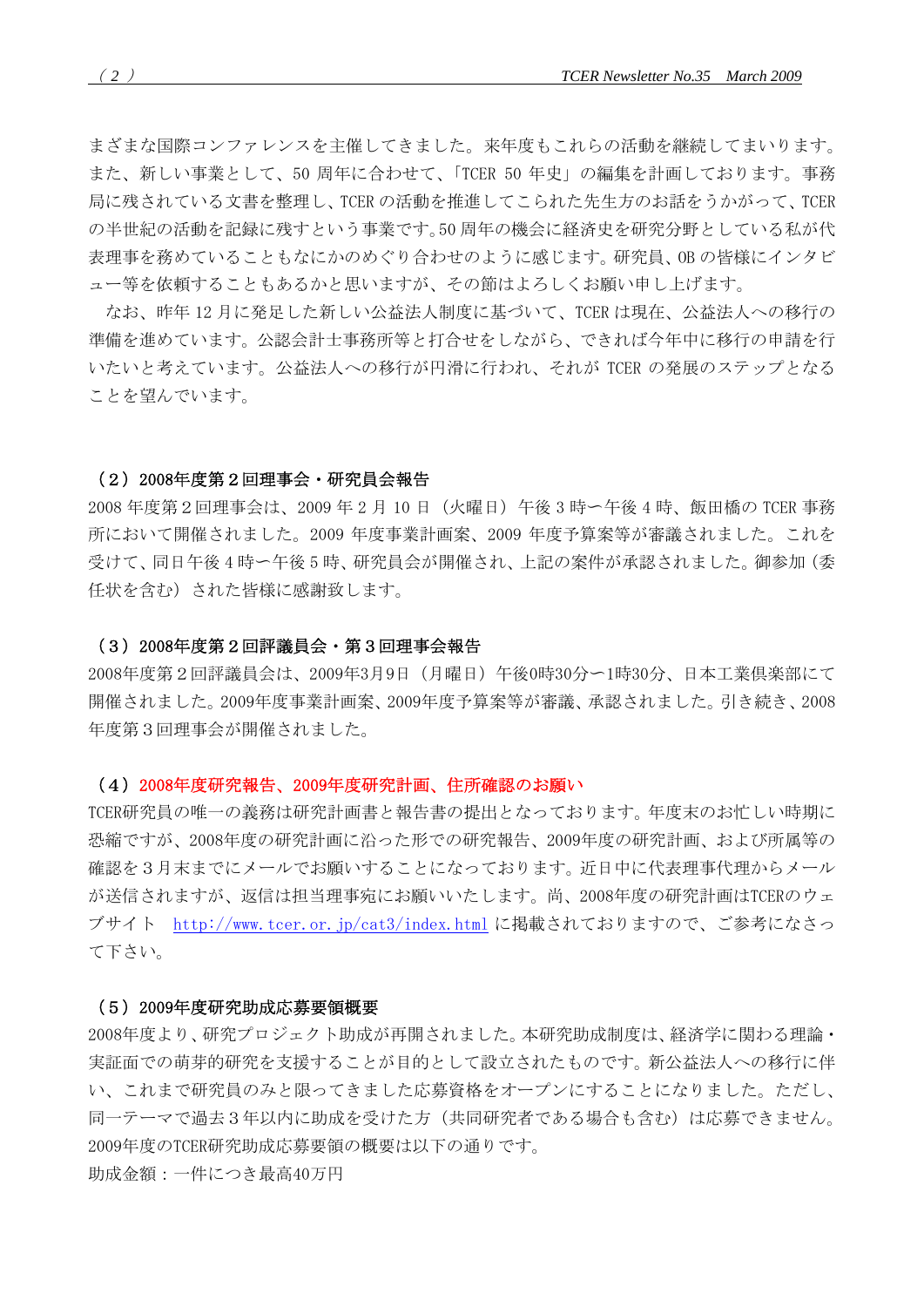まざまな国際コンファレンスを主催してきました。来年度もこれらの活動を継続してまいります。また、新しい事業として、50 周年に合わせて、「TCER 50 年史」の編集を計画しております。事務局に残されている文書を整理し、TCER の活動を推進してこられた先生方のお話をうかがって、TCER の半世紀の活動を記録に残すという事業です。50 周年の機会に経済史を研究分野としている私が代表理事を務めていることもなにかのめぐり合わせのように感じます。研究員、OB の皆様にインタビュー等を依頼することもあるかと思いますが、その節はよろしくお願い申し上げます。

なお、昨年 12 月に発足した新しい公益法人制度に基づいて、TCER は現在、公益法人への移行の準備を進めています。公認会計士事務所等と打合せをしながら、できれば今年中に移行の申請を行いたいと考えています。公益法人への移行が円滑に行われ、それが TCER の発展のステップとなることを望んでいます。

### （2）2008年度第２回理事会・研究員会報告

2008 年度第２回理事会は、2009 年 2 月 10 日（火曜日）午後 3 時ー午後 4 時、飯田橋の TCER 事務所において開催されました。2009 年度事業計画案、2009 年度予算案等が審議されました。これを受けて、同日午後 4 時ー午後 5 時、研究員会が開催され、上記の案件が承認されました。御参加（委任状を含む）された皆様に感謝致します。

### （3）2008年度第２回評議員会・第３回理事会報告

2008年度第２回評議員会は、2009年3月9日（月曜日）午後0時30分ー1時30分、日本工業倶楽部にて開催されました。2009年度事業計画案、2009年度予算案等が審議、承認されました。引き続き、2008年度第３回理事会が開催されました。

### （4）2008年度研究報告、2009年度研究計画、住所確認のお願い

TCER研究員の唯一の義務は研究計画書と報告書の提出となっております。年度末のお忙しい時期に恐縮ですが、2008年度の研究計画に沿った形での研究報告、2009年度の研究計画、および所属等の確認を３月末までにメールでお願いすることになっております。近日中に代表理事代理からメールが送信されますが、返信は担当理事宛にお願いいたします。尚、2008年度の研究計画はTCERのウェブサイト　http://www.tcer.or.jp/cat3/index.html に掲載されておりますので、ご参考になさって下さい。

### （5）2009年度研究助成応募要領概要

2008年度より、研究プロジェクト助成が再開されました。本研究助成制度は、経済学に関わる理論・実証面での萌芽的研究を支援することが目的として設立されたものです。新公益法人への移行に伴い、これまで研究員のみと限ってきました応募資格をオープンにすることになりました。ただし、同一テーマで過去３年以内に助成を受けた方（共同研究者である場合も含む）は応募できません。2009年度のTCER研究助成応募要領の概要は以下の通りです。

助成金額：一件につき最高40万円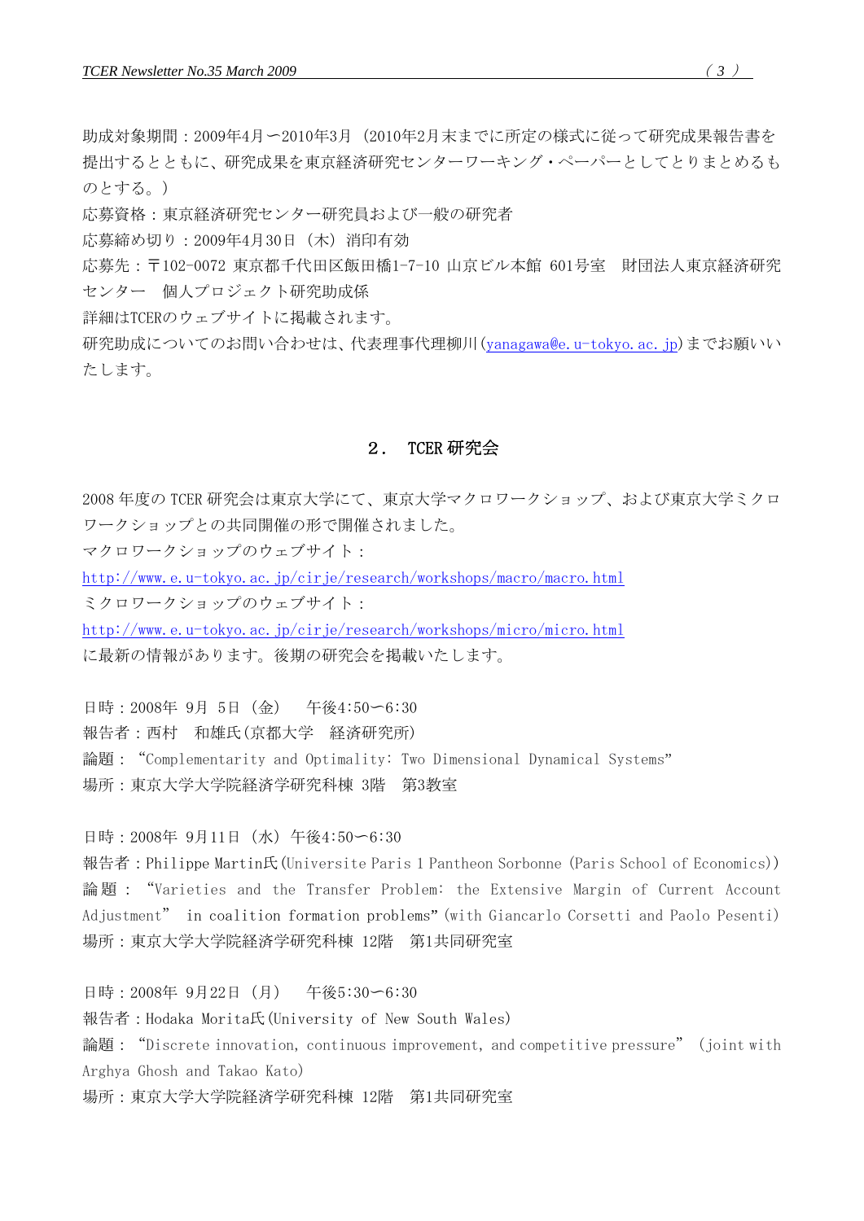助成対象期間：2009年4月ー2010年3月（2010年2月末までに所定の様式に従って研究成果報告書を提出するとともに、研究成果を東京経済研究センターワーキング・ペーパーとしてとりまとめるものとする。）

応募資格：東京経済研究センター研究員および一般の研究者

応募締め切り：2009年4月30日（木）消印有効

応募先：〒102-0072 東京都千代田区飯田橋1-7-10 山京ビル本館 601号室　財団法人東京経済研究センター　個人プロジェクト研究助成係

詳細はTCERのウェブサイトに掲載されます。

研究助成についてのお問い合わせは、代表理事代理柳川(yanagawa@e.u-tokyo.ac.jp)までお願いいたします。

## ２． TCER 研究会

2008 年度の TCER 研究会は東京大学にて、東京大学マクロワークショップ、および東京大学ミクロワークショップとの共同開催の形で開催されました。

マクロワークショップのウェブサイト：

http://www.e.u-tokyo.ac.jp/cirje/research/workshops/macro/macro.html

ミクロワークショップのウェブサイト：

http://www.e.u-tokyo.ac.jp/cirje/research/workshops/micro/micro.html

に最新の情報があります。後期の研究会を掲載いたします。

日時：2008年 9月 5日（金）　午後4:50ー6:30

報告者：西村　和雄氏(京都大学　経済研究所)

論題：“Complementarity and Optimality: Two Dimensional Dynamical Systems”

場所：東京大学大学院経済学研究科棟 3階　第3教室

日時：2008年 9月11日（水）午後4:50ー6:30

報告者：Philippe Martin氏(Universite Paris 1 Pantheon Sorbonne (Paris School of Economics))

論題：“Varieties and the Transfer Problem: the Extensive Margin of Current Account Adjustment” in coalition formation problems”(with Giancarlo Corsetti and Paolo Pesenti)

場所：東京大学大学院経済学研究科棟 12階　第1共同研究室

日時：2008年 9月22日（月）　午後5:30ー6:30

報告者：Hodaka Morita氏(University of New South Wales)

論題：“Discrete innovation, continuous improvement, and competitive pressure”（joint with Arghya Ghosh and Takao Kato)

場所：東京大学大学院経済学研究科棟 12階　第1共同研究室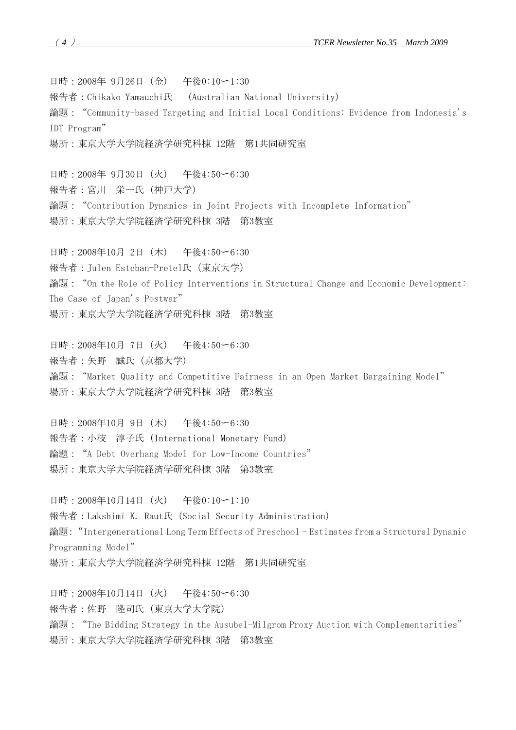日時：2008年 9月26日（金） 午後0:10－1:30
報告者：Chikako Yamauchi氏 （Australian National University）
論題：“Community-based Targeting and Initial Local Conditions: Evidence from Indonesia's IDT Program”
場所：東京大学大学院経済学研究科棟 12階 第1共同研究室

日時：2008年 9月30日（火） 午後4:50－6:30
報告者：宮川 栄一氏（神戸大学）
論題：“Contribution Dynamics in Joint Projects with Incomplete Information”
場所：東京大学大学院経済学研究科棟 3階 第3教室

日時：2008年10月 2日（木） 午後4:50－6:30
報告者：Julen Esteban-Pretel氏（東京大学）
論題：“On the Role of Policy Interventions in Structural Change and Economic Development: The Case of Japan's Postwar”
場所：東京大学大学院経済学研究科棟 3階 第3教室

日時：2008年10月 7日（火） 午後4:50－6:30
報告者：矢野 誠氏（京都大学）
論題：“Market Quality and Competitive Fairness in an Open Market Bargaining Model”
場所：東京大学大学院経済学研究科棟 3階 第3教室

日時：2008年10月 9日（木） 午後4:50－6:30
報告者：小枝 淳子氏（International Monetary Fund）
論題：“A Debt Overhang Model for Low-Income Countries”
場所：東京大学大学院経済学研究科棟 3階 第3教室

日時：2008年10月14日（火） 午後0:10－1:10
報告者：Lakshimi K. Raut氏（Social Security Administration）
論題:“Intergenerational Long Term Effects of Preschool - Estimates from a Structural Dynamic Programming Model”
場所：東京大学大学院経済学研究科棟 12階 第1共同研究室

日時：2008年10月14日（火） 午後4:50－6:30
報告者：佐野 隆司氏（東京大学大学院）
論題：“The Bidding Strategy in the Ausubel-Milgrom Proxy Auction with Complementarities”
場所：東京大学大学院経済学研究科棟 3階 第3教室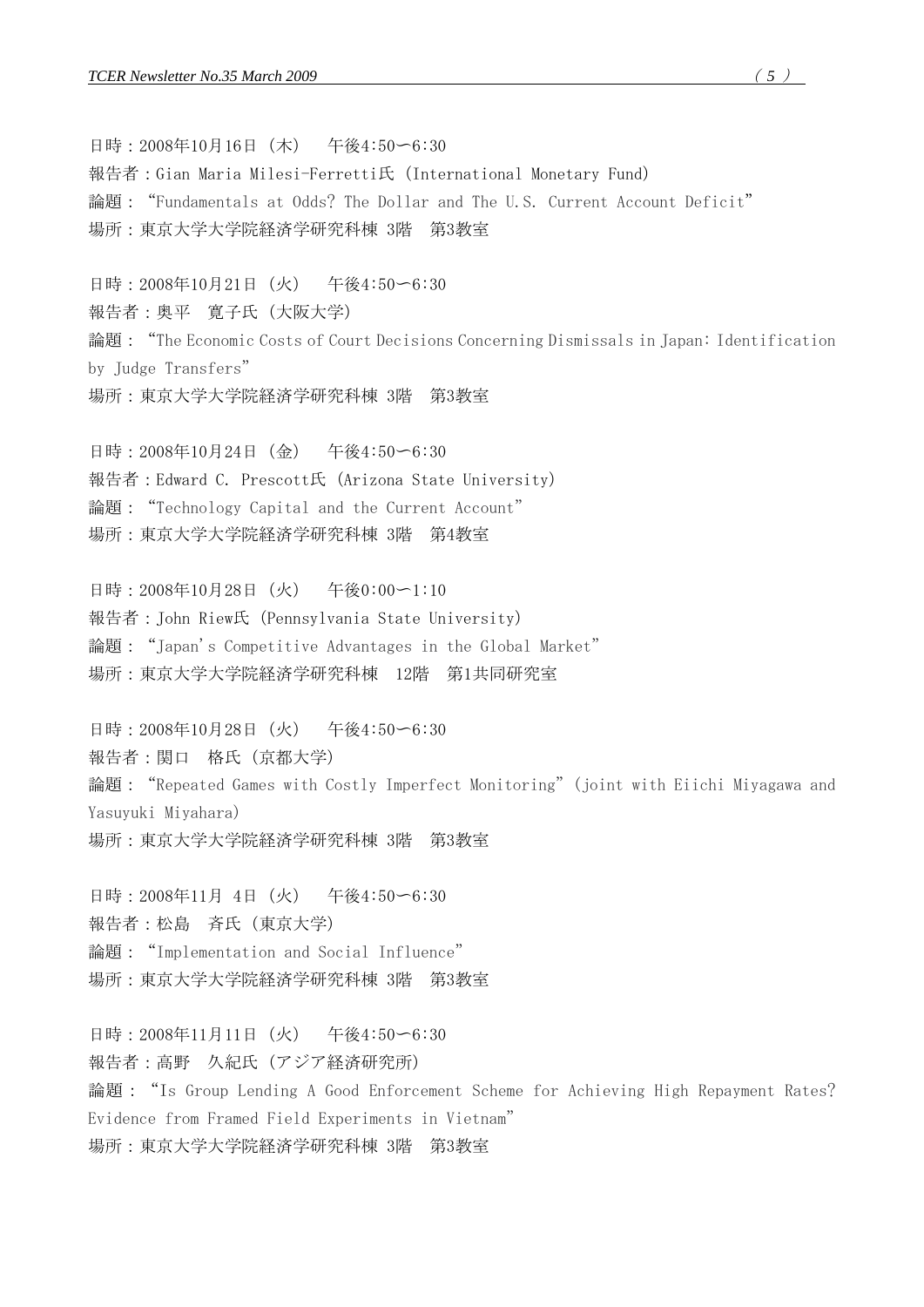日時：2008年10月16日（木）　午後4:50ー6:30
報告者：Gian Maria Milesi-Ferretti氏（International Monetary Fund）
論題：“Fundamentals at Odds? The Dollar and The U.S. Current Account Deficit”
場所：東京大学大学院経済学研究科棟 3階　第3教室

日時：2008年10月21日（火）　午後4:50ー6:30
報告者：奥平　寛子氏（大阪大学）
論題：“The Economic Costs of Court Decisions Concerning Dismissals in Japan: Identification by Judge Transfers”
場所：東京大学大学院経済学研究科棟 3階　第3教室

日時：2008年10月24日（金）　午後4:50ー6:30
報告者：Edward C. Prescott氏（Arizona State University）
論題：“Technology Capital and the Current Account”
場所：東京大学大学院経済学研究科棟 3階　第4教室

日時：2008年10月28日（火）　午後0:00ー1:10
報告者：John Riew氏（Pennsylvania State University）
論題：“Japan's Competitive Advantages in the Global Market”
場所：東京大学大学院経済学研究科棟　12階　第1共同研究室

日時：2008年10月28日（火）　午後4:50ー6:30
報告者：関口　格氏（京都大学）
論題：“Repeated Games with Costly Imperfect Monitoring”（joint with Eiichi Miyagawa and Yasuyuki Miyahara）
場所：東京大学大学院経済学研究科棟 3階　第3教室

日時：2008年11月 4日（火）　午後4:50ー6:30
報告者：松島　斉氏（東京大学）
論題：“Implementation and Social Influence”
場所：東京大学大学院経済学研究科棟 3階　第3教室

日時：2008年11月11日（火）　午後4:50ー6:30
報告者：高野　久紀氏（アジア経済研究所）
論題：“Is Group Lending A Good Enforcement Scheme for Achieving High Repayment Rates? Evidence from Framed Field Experiments in Vietnam”
場所：東京大学大学院経済学研究科棟 3階　第3教室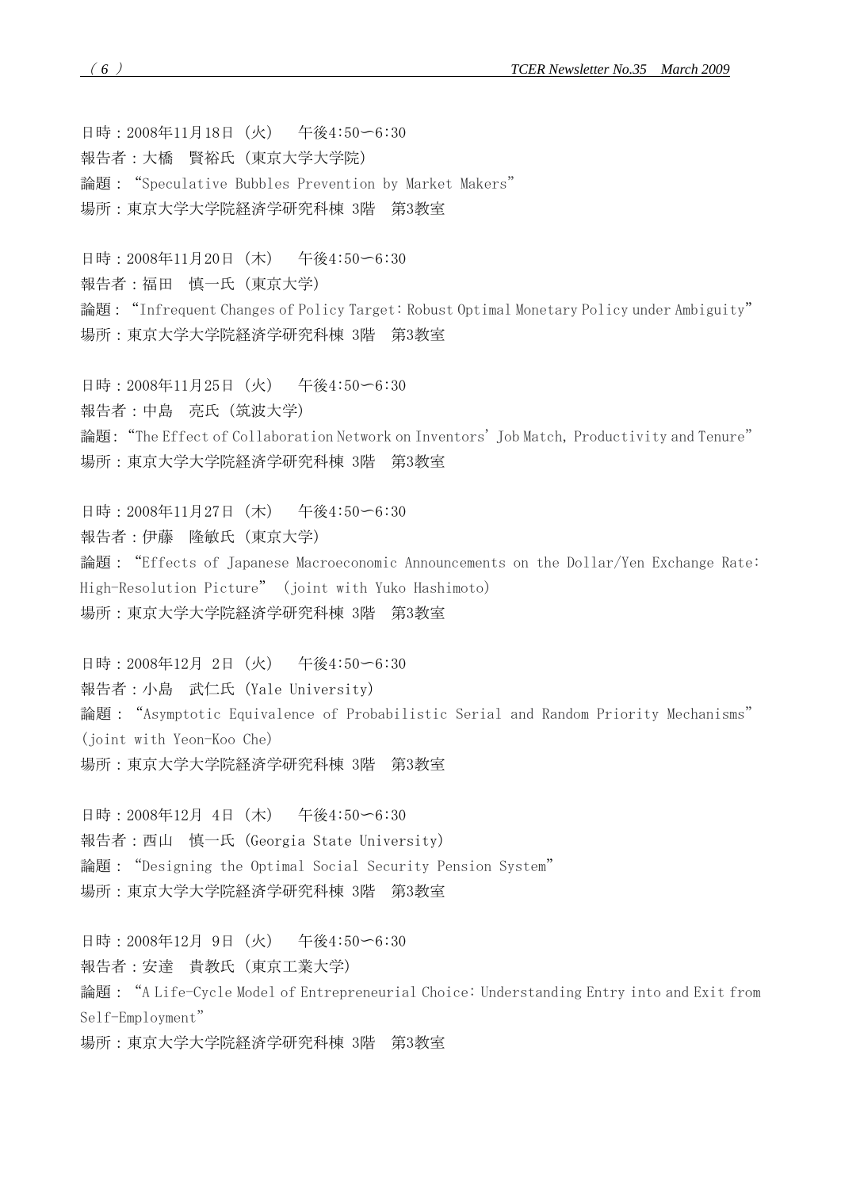日時：2008年11月18日（火）　午後4:50－6:30
報告者：大橋　賢裕氏（東京大学大学院）
論題："Speculative Bubbles Prevention by Market Makers"
場所：東京大学大学院経済学研究科棟 3階　第3教室

日時：2008年11月20日（木）　午後4:50－6:30
報告者：福田　慎一氏（東京大学）
論題："Infrequent Changes of Policy Target: Robust Optimal Monetary Policy under Ambiguity"
場所：東京大学大学院経済学研究科棟 3階　第3教室

日時：2008年11月25日（火）　午後4:50－6:30
報告者：中島　亮氏（筑波大学）
論題:"The Effect of Collaboration Network on Inventors' Job Match, Productivity and Tenure"
場所：東京大学大学院経済学研究科棟 3階　第3教室

日時：2008年11月27日（木）　午後4:50－6:30
報告者：伊藤　隆敏氏（東京大学）
論題："Effects of Japanese Macroeconomic Announcements on the Dollar/Yen Exchange Rate: High-Resolution Picture" (joint with Yuko Hashimoto)
場所：東京大学大学院経済学研究科棟 3階　第3教室

日時：2008年12月 2日（火）　午後4:50－6:30
報告者：小島　武仁氏（Yale University）
論題："Asymptotic Equivalence of Probabilistic Serial and Random Priority Mechanisms" (joint with Yeon-Koo Che)
場所：東京大学大学院経済学研究科棟 3階　第3教室

日時：2008年12月 4日（木）　午後4:50－6:30
報告者：西山　慎一氏（Georgia State University）
論題："Designing the Optimal Social Security Pension System"
場所：東京大学大学院経済学研究科棟 3階　第3教室

日時：2008年12月 9日（火）　午後4:50－6:30
報告者：安達　貴教氏（東京工業大学）
論題："A Life-Cycle Model of Entrepreneurial Choice: Understanding Entry into and Exit from Self-Employment"
場所：東京大学大学院経済学研究科棟 3階　第3教室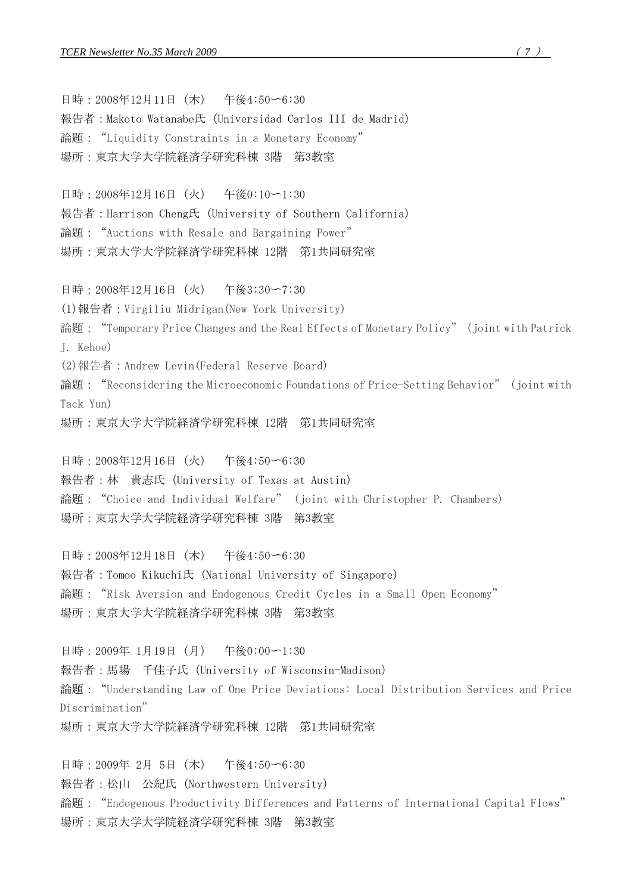日時：2008年12月11日（木）　午後4:50－6:30
報告者：Makoto Watanabe氏 (Universidad Carlos III de Madrid)
論題："Liquidity Constraints in a Monetary Economy"
場所：東京大学大学院経済学研究科棟 3階　第3教室

日時：2008年12月16日（火）　午後0:10－1:30
報告者：Harrison Cheng氏 (University of Southern California)
論題："Auctions with Resale and Bargaining Power"
場所：東京大学大学院経済学研究科棟 12階　第1共同研究室

日時：2008年12月16日（火）　午後3:30－7:30
(1)報告者：Virgiliu Midrigan(New York University)
論題："Temporary Price Changes and the Real Effects of Monetary Policy" (joint with Patrick J. Kehoe)
(2)報告者：Andrew Levin(Federal Reserve Board)
論題："Reconsidering the Microeconomic Foundations of Price-Setting Behavior" (joint with Tack Yun)
場所：東京大学大学院経済学研究科棟 12階　第1共同研究室

日時：2008年12月16日（火）　午後4:50－6:30
報告者：林　貴志氏 (University of Texas at Austin)
論題："Choice and Individual Welfare" (joint with Christopher P. Chambers)
場所：東京大学大学院経済学研究科棟 3階　第3教室

日時：2008年12月18日（木）　午後4:50－6:30
報告者：Tomoo Kikuchi氏 (National University of Singapore)
論題："Risk Aversion and Endogenous Credit Cycles in a Small Open Economy"
場所：東京大学大学院経済学研究科棟 3階　第3教室

日時：2009年 1月19日（月）　午後0:00－1:30
報告者：馬場　千佳子氏 (University of Wisconsin-Madison)
論題："Understanding Law of One Price Deviations: Local Distribution Services and Price Discrimination"
場所：東京大学大学院経済学研究科棟 12階　第1共同研究室

日時：2009年 2月 5日（木）　午後4:50－6:30
報告者：松山　公紀氏 (Northwestern University)
論題："Endogenous Productivity Differences and Patterns of International Capital Flows"
場所：東京大学大学院経済学研究科棟 3階　第3教室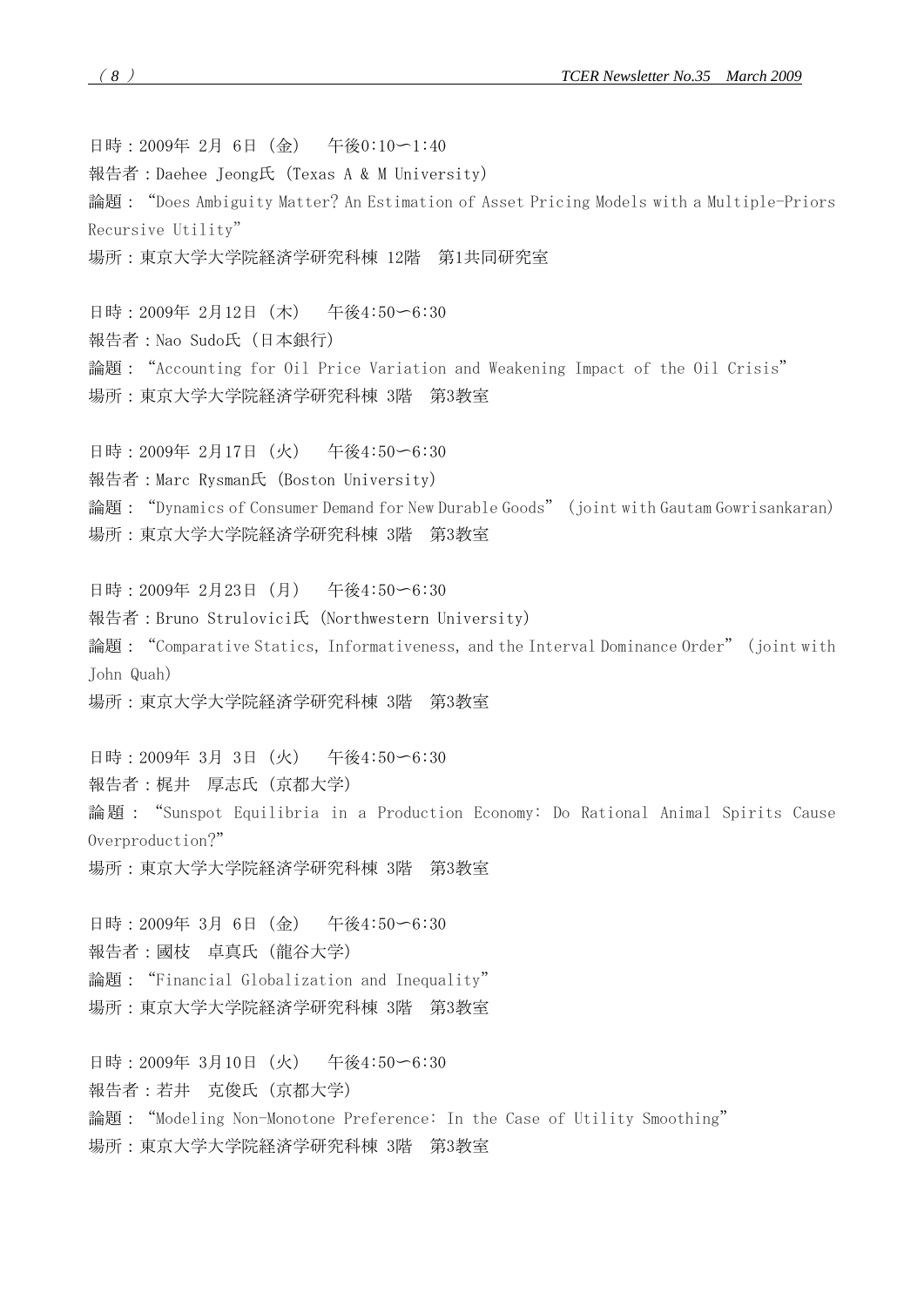日時：2009年 2月 6日（金）　午後0:10～1:40
報告者：Daehee Jeong氏（Texas A & M University）
論題：“Does Ambiguity Matter? An Estimation of Asset Pricing Models with a Multiple-Priors Recursive Utility”
場所：東京大学大学院経済学研究科棟 12階　第1共同研究室

日時：2009年 2月12日（木）　午後4:50～6:30
報告者：Nao Sudo氏（日本銀行）
論題：“Accounting for Oil Price Variation and Weakening Impact of the Oil Crisis”
場所：東京大学大学院経済学研究科棟 3階　第3教室

日時：2009年 2月17日（火）　午後4:50～6:30
報告者：Marc Rysman氏（Boston University）
論題：“Dynamics of Consumer Demand for New Durable Goods”（joint with Gautam Gowrisankaran）
場所：東京大学大学院経済学研究科棟 3階　第3教室

日時：2009年 2月23日（月）　午後4:50～6:30
報告者：Bruno Strulovici氏（Northwestern University）
論題：“Comparative Statics, Informativeness, and the Interval Dominance Order”（joint with John Quah）
場所：東京大学大学院経済学研究科棟 3階　第3教室

日時：2009年 3月 3日（火）　午後4:50～6:30
報告者：梶井　厚志氏（京都大学）
論題：“Sunspot Equilibria in a Production Economy: Do Rational Animal Spirits Cause Overproduction?”
場所：東京大学大学院経済学研究科棟 3階　第3教室

日時：2009年 3月 6日（金）　午後4:50～6:30
報告者：國枝　卓真氏（龍谷大学）
論題：“Financial Globalization and Inequality”
場所：東京大学大学院経済学研究科棟 3階　第3教室

日時：2009年 3月10日（火）　午後4:50～6:30
報告者：若井　克俊氏（京都大学）
論題：“Modeling Non-Monotone Preference: In the Case of Utility Smoothing”
場所：東京大学大学院経済学研究科棟 3階　第3教室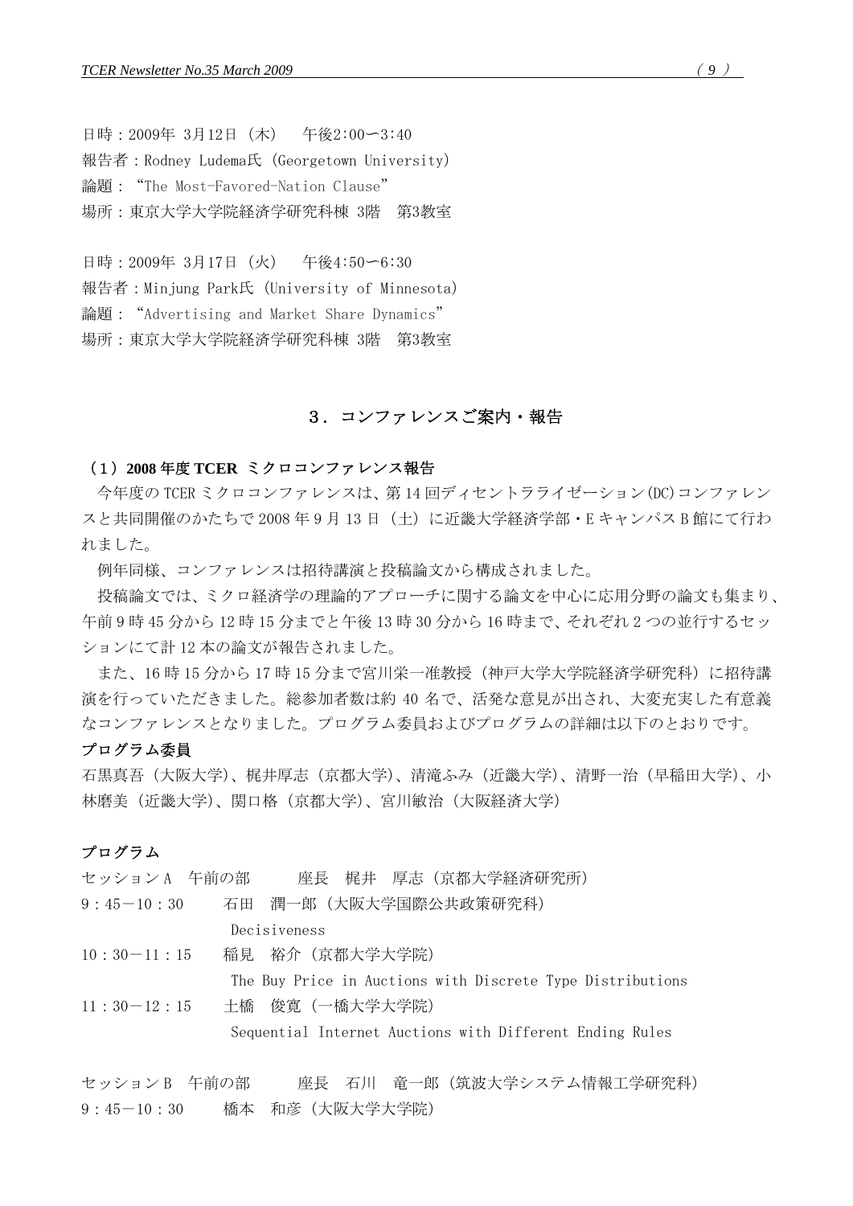日時：2009年 3月12日（木）　午後2:00ー3:40
報告者：Rodney Ludema氏（Georgetown University）
論題：“The Most-Favored-Nation Clause”
場所：東京大学大学院経済学研究科棟 3階　第3教室

日時：2009年 3月17日（火）　午後4:50ー6:30
報告者：Minjung Park氏（University of Minnesota）
論題：“Advertising and Market Share Dynamics”
場所：東京大学大学院経済学研究科棟 3階　第3教室

## ３．コンファレンスご案内・報告

### （１）2008 年度 TCER ミクロコンファレンス報告

今年度の TCER ミクロコンファレンスは、第 14 回ディセントラライゼーション(DC)コンファレンスと共同開催のかたちで 2008 年 9 月 13 日（土）に近畿大学経済学部・E キャンパス B 館にて行われました。

例年同様、コンファレンスは招待講演と投稿論文から構成されました。

投稿論文では、ミクロ経済学の理論的アプローチに関する論文を中心に応用分野の論文も集まり、午前 9 時 45 分から 12 時 15 分までと午後 13 時 30 分から 16 時まで、それぞれ 2 つの並行するセッションにて計 12 本の論文が報告されました。

また、16 時 15 分から 17 時 15 分まで宮川栄一准教授（神戸大学大学院経済学研究科）に招待講演を行っていただきました。総参加者数は約 40 名で、活発な意見が出され、大変充実した有意義なコンファレンスとなりました。プログラム委員およびプログラムの詳細は以下のとおりです。

**プログラム委員**

石黒真吾（大阪大学）、梶井厚志（京都大学）、清滝ふみ（近畿大学）、清野一治（早稲田大学）、小林磨美（近畿大学）、関口格（京都大学）、宮川敏治（大阪経済大学）

**プログラム**

セッション A　午前の部　　座長　梶井　厚志（京都大学経済研究所）

9：45－10：30　　石田　潤一郎（大阪大学国際公共政策研究科）
　　Decisiveness

10：30－11：15　　稲見　裕介（京都大学大学院）
　　The Buy Price in Auctions with Discrete Type Distributions

11：30－12：15　　土橋　俊寛（一橋大学大学院）
　　Sequential Internet Auctions with Different Ending Rules

セッション B　午前の部　　座長　石川　竜一郎（筑波大学システム情報工学研究科）

9：45－10：30　　橋本　和彦（大阪大学大学院）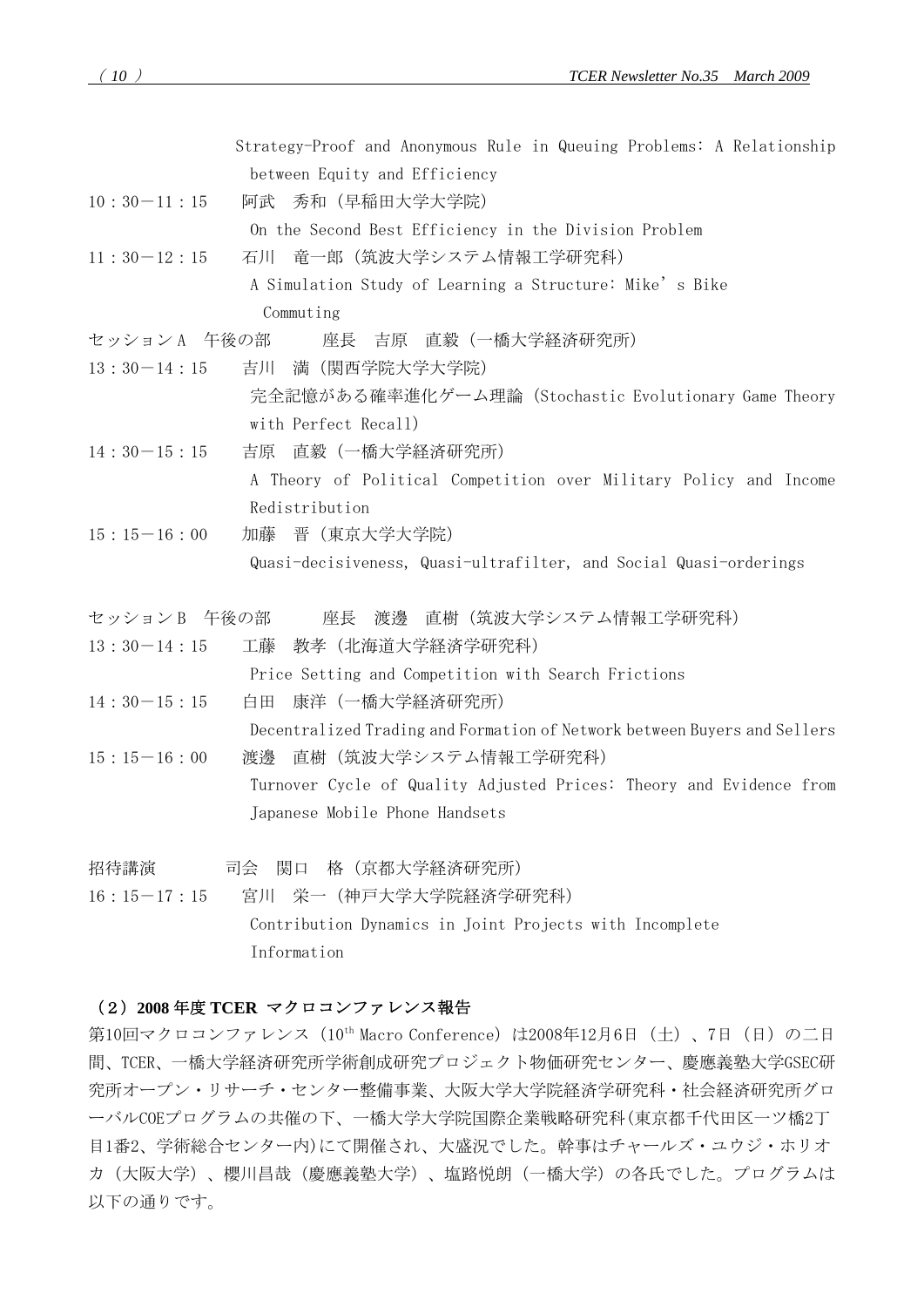Strategy-Proof and Anonymous Rule in Queuing Problems: A Relationship between Equity and Efficiency

10：30－11：15　阿武　秀和（早稲田大学大学院）

On the Second Best Efficiency in the Division Problem

11：30－12：15　石川　竜一郎（筑波大学システム情報工学研究科）

A Simulation Study of Learning a Structure: Mike's Bike Commuting

セッションA　午後の部　　座長　吉原　直毅（一橋大学経済研究所）

13：30－14：15　吉川　満（関西学院大学大学院）

完全記憶がある確率進化ゲーム理論（Stochastic Evolutionary Game Theory with Perfect Recall）

14：30－15：15　吉原　直毅（一橋大学経済研究所）

A Theory of Political Competition over Military Policy and Income Redistribution

15：15－16：00　加藤　晋（東京大学大学院）

Quasi-decisiveness, Quasi-ultrafilter, and Social Quasi-orderings

セッションB　午後の部　　座長　渡邊　直樹（筑波大学システム情報工学研究科）

13：30－14：15　工藤　教孝（北海道大学経済学研究科）

Price Setting and Competition with Search Frictions

14：30－15：15　白田　康洋（一橋大学経済研究所）

Decentralized Trading and Formation of Network between Buyers and Sellers

15：15－16：00　渡邊　直樹（筑波大学システム情報工学研究科）

Turnover Cycle of Quality Adjusted Prices: Theory and Evidence from Japanese Mobile Phone Handsets

招待講演　　　司会　関口　格（京都大学経済研究所）

16：15－17：15　宮川　栄一（神戸大学大学院経済学研究科）

Contribution Dynamics in Joint Projects with Incomplete Information

### （2）2008年度 TCER マクロコンファレンス報告

第10回マクロコンファレンス（10th Macro Conference）は2008年12月6日（土）、7日（日）の二日間、TCER、一橋大学経済研究所学術創成研究プロジェクト物価研究センター、慶應義塾大学GSEC研究所オープン・リサーチ・センター整備事業、大阪大学大学院経済学研究科・社会経済研究所グローバルCOEプログラムの共催の下、一橋大学大学院国際企業戦略研究科(東京都千代田区一ツ橋2丁目1番2、学術総合センター内)にて開催され、大盛況でした。幹事はチャールズ・ユウジ・ホリオカ（大阪大学）、櫻川昌哉（慶應義塾大学）、塩路悦朗（一橋大学）の各氏でした。プログラムは以下の通りです。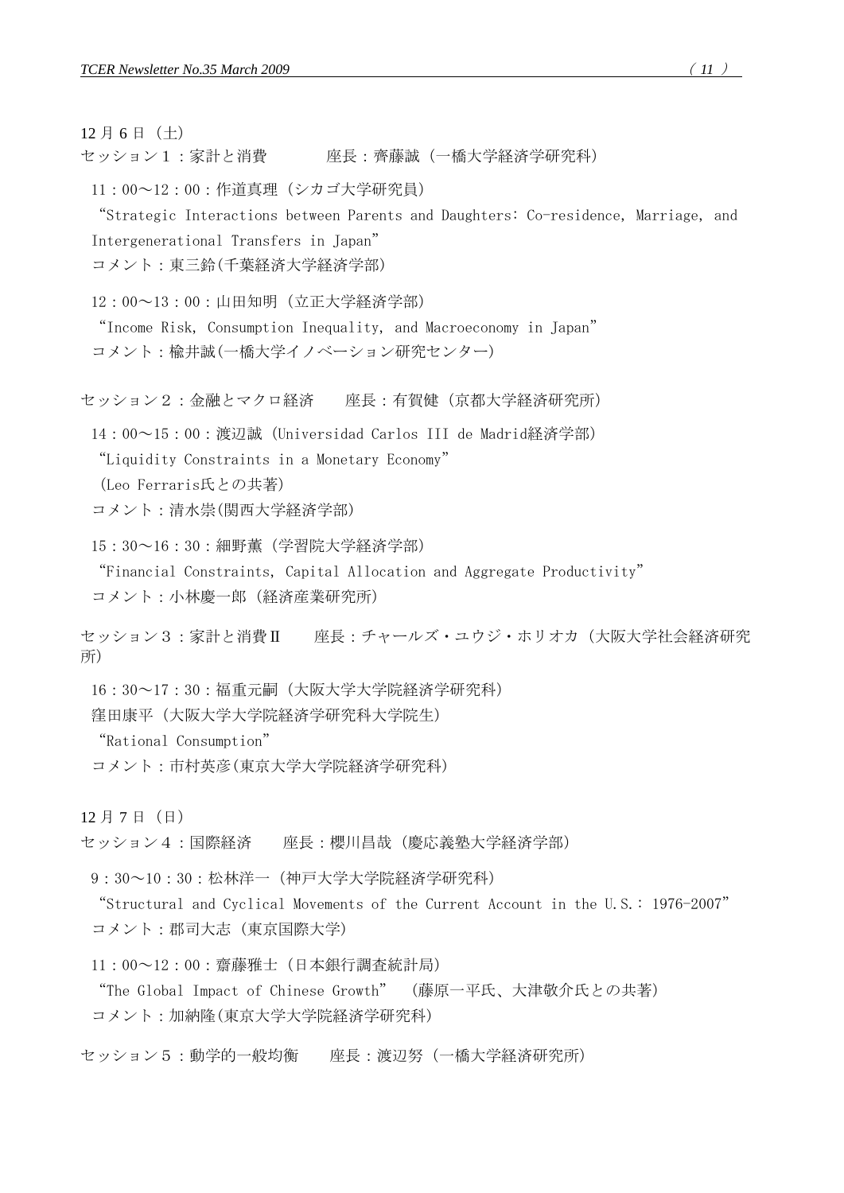12 月 6 日（土）

セッション１：家計と消費　　　座長：齊藤誠（一橋大学経済学研究科）

11：00～12：00：作道真理（シカゴ大学研究員）

“Strategic Interactions between Parents and Daughters: Co-residence, Marriage, and Intergenerational Transfers in Japan”

コメント：東三鈴(千葉経済大学経済学部)

12：00～13：00：山田知明（立正大学経済学部）

“Income Risk, Consumption Inequality, and Macroeconomy in Japan”

コメント：楡井誠(一橋大学イノベーション研究センター)

セッション２：金融とマクロ経済　　座長：有賀健（京都大学経済研究所）

14：00～15：00：渡辺誠（Universidad Carlos III de Madrid経済学部）

“Liquidity Constraints in a Monetary Economy”

（Leo Ferraris氏との共著）

コメント：清水崇(関西大学経済学部)

15：30～16：30：細野薫（学習院大学経済学部）

“Financial Constraints, Capital Allocation and Aggregate Productivity”

コメント：小林慶一郎（経済産業研究所）

セッション３：家計と消費Ⅱ　　座長：チャールズ・ユウジ・ホリオカ（大阪大学社会経済研究所）

16：30～17：30：福重元嗣（大阪大学大学院経済学研究科）

窪田康平（大阪大学大学院経済学研究科大学院生）

“Rational Consumption”

コメント：市村英彦(東京大学大学院経済学研究科)

12 月 7 日（日）

セッション４：国際経済　　座長：櫻川昌哉（慶応義塾大学経済学部）

9：30～10：30：松林洋一（神戸大学大学院経済学研究科）

“Structural and Cyclical Movements of the Current Account in the U.S.: 1976-2007”

コメント：郡司大志（東京国際大学）

11：00～12：00：齋藤雅士（日本銀行調査統計局）

“The Global Impact of Chinese Growth”　（藤原一平氏、大津敬介氏との共著）

コメント：加納隆(東京大学大学院経済学研究科)

セッション５：動学的一般均衡　　座長：渡辺努（一橋大学経済研究所）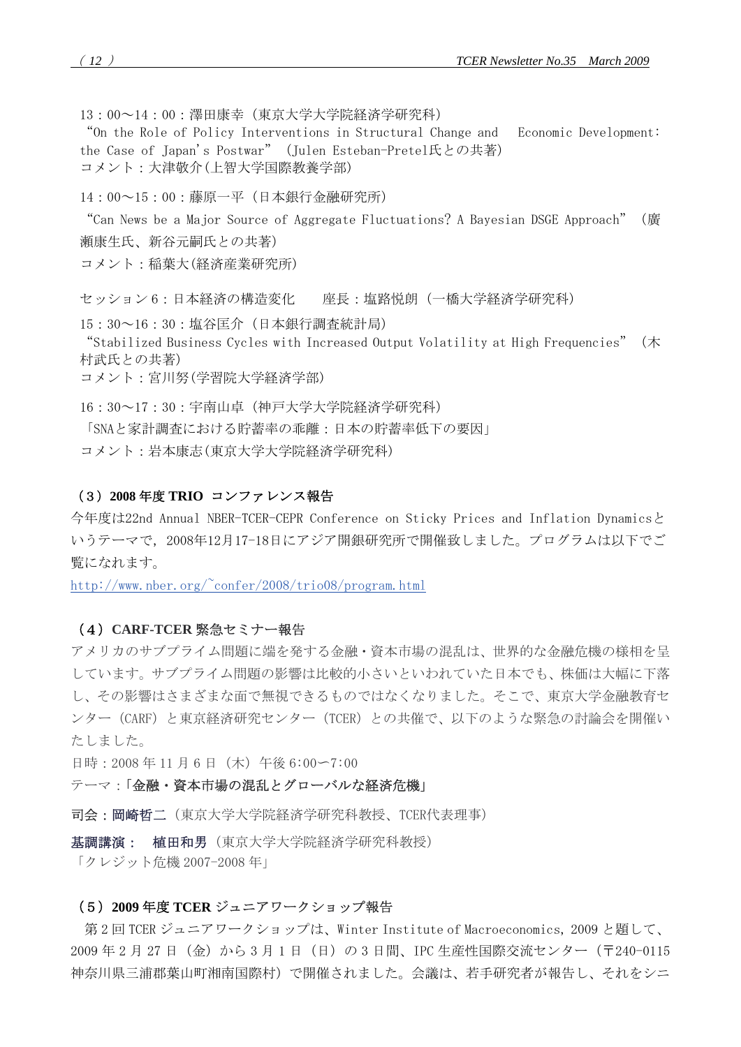13：00～14：00：澤田康幸（東京大学大学院経済学研究科）

“On the Role of Policy Interventions in Structural Change and Economic Development: the Case of Japan's Postwar”（Julen Esteban-Pretel氏との共著）

コメント：大津敬介(上智大学国際教養学部)

14：00～15：00：藤原一平（日本銀行金融研究所）

“Can News be a Major Source of Aggregate Fluctuations? A Bayesian DSGE Approach”（廣瀬康生氏、新谷元嗣氏との共著）

コメント：稲葉大(経済産業研究所)

セッション6：日本経済の構造変化　　座長：塩路悦朗（一橋大学経済学研究科）

15：30～16：30：塩谷匡介（日本銀行調査統計局）

“Stabilized Business Cycles with Increased Output Volatility at High Frequencies”（木村武氏との共著）

コメント：宮川努(学習院大学経済学部)

16：30～17：30：宇南山卓（神戸大学大学院経済学研究科）

「SNAと家計調査における貯蓄率の乖離：日本の貯蓄率低下の要因」

コメント：岩本康志(東京大学大学院経済学研究科)

### （3）2008 年度 TRIO コンファレンス報告

今年度は22nd Annual NBER-TCER-CEPR Conference on Sticky Prices and Inflation Dynamicsというテーマで，2008年12月17-18日にアジア開銀研究所で開催致しました。プログラムは以下でご覧になれます。

http://www.nber.org/~confer/2008/trio08/program.html

### （4）CARF-TCER 緊急セミナー報告

アメリカのサブプライム問題に端を発する金融・資本市場の混乱は、世界的な金融危機の様相を呈しています。サブプライム問題の影響は比較的小さいといわれていた日本でも、株価は大幅に下落し、その影響はさまざまな面で無視できるものではなくなりました。そこで、東京大学金融教育センター（CARF）と東京経済研究センター（TCER）との共催で、以下のような緊急の討論会を開催いたしました。

日時：2008 年 11 月 6 日（木）午後 6:00ー7:00

テーマ：**「金融・資本市場の混乱とグローバルな経済危機」**

**司会：岡崎哲二**（東京大学大学院経済学研究科教授、TCER代表理事）

**基調講演：　植田和男**（東京大学大学院経済学研究科教授）

「クレジット危機 2007-2008 年」

### （5）2009 年度 TCER ジュニアワークショップ報告

第 2 回 TCER ジュニアワークショップは、Winter Institute of Macroeconomics, 2009 と題して、2009 年 2 月 27 日（金）から 3 月 1 日（日）の 3 日間、IPC 生産性国際交流センター（〒240-0115 神奈川県三浦郡葉山町湘南国際村）で開催されました。会議は、若手研究者が報告し、それをシニ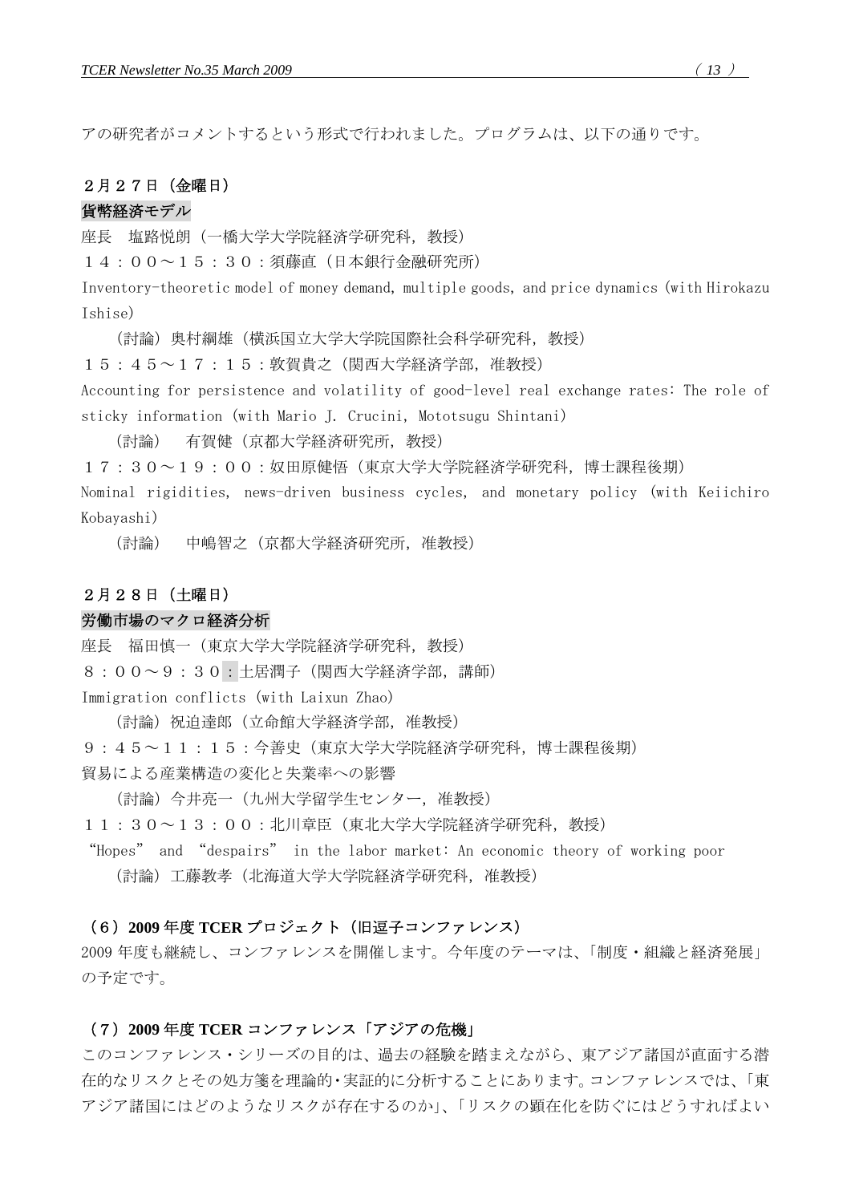アの研究者がコメントするという形式で行われました。プログラムは、以下の通りです。

**２月２７日（金曜日）**

**貨幣経済モデル**

座長　塩路悦朗（一橋大学大学院経済学研究科，教授）

１４：００～１５：３０：須藤直（日本銀行金融研究所）

Inventory-theoretic model of money demand, multiple goods, and price dynamics (with Hirokazu Ishise)

（討論）奥村綱雄（横浜国立大学大学院国際社会科学研究科，教授）

１５：４５～１７：１５：敦賀貴之（関西大学経済学部，准教授）

Accounting for persistence and volatility of good-level real exchange rates: The role of sticky information (with Mario J. Crucini, Mototsugu Shintani)

（討論）　有賀健（京都大学経済研究所，教授）

１７：３０～１９：００：奴田原健悟（東京大学大学院経済学研究科，博士課程後期）

Nominal rigidities, news-driven business cycles, and monetary policy (with Keiichiro Kobayashi)

（討論）　中嶋智之（京都大学経済研究所，准教授）

**２月２８日（土曜日）**

**労働市場のマクロ経済分析**

座長　福田慎一（東京大学大学院経済学研究科，教授）

８：００～９：３０：土居潤子（関西大学経済学部，講師）

Immigration conflicts (with Laixun Zhao)

（討論）祝迫達郎（立命館大学経済学部，准教授）

９：４５～１１：１５：今善史（東京大学大学院経済学研究科，博士課程後期）

貿易による産業構造の変化と失業率への影響

（討論）今井亮一（九州大学留学生センター，准教授）

１１：３０～１３：００：北川章臣（東北大学大学院経済学研究科，教授）

“Hopes” and “despairs” in the labor market: An economic theory of working poor

（討論）工藤教孝（北海道大学大学院経済学研究科，准教授）

**（６）2009 年度 TCER プロジェクト（旧逗子コンファレンス）**

2009 年度も継続し、コンファレンスを開催します。今年度のテーマは、「制度・組織と経済発展」の予定です。

**（７）2009 年度 TCER コンファレンス「アジアの危機」**

このコンファレンス・シリーズの目的は、過去の経験を踏まえながら、東アジア諸国が直面する潜在的なリスクとその処方箋を理論的・実証的に分析することにあります。コンファレンスでは、「東アジア諸国にはどのようなリスクが存在するのか」、「リスクの顕在化を防ぐにはどうすればよい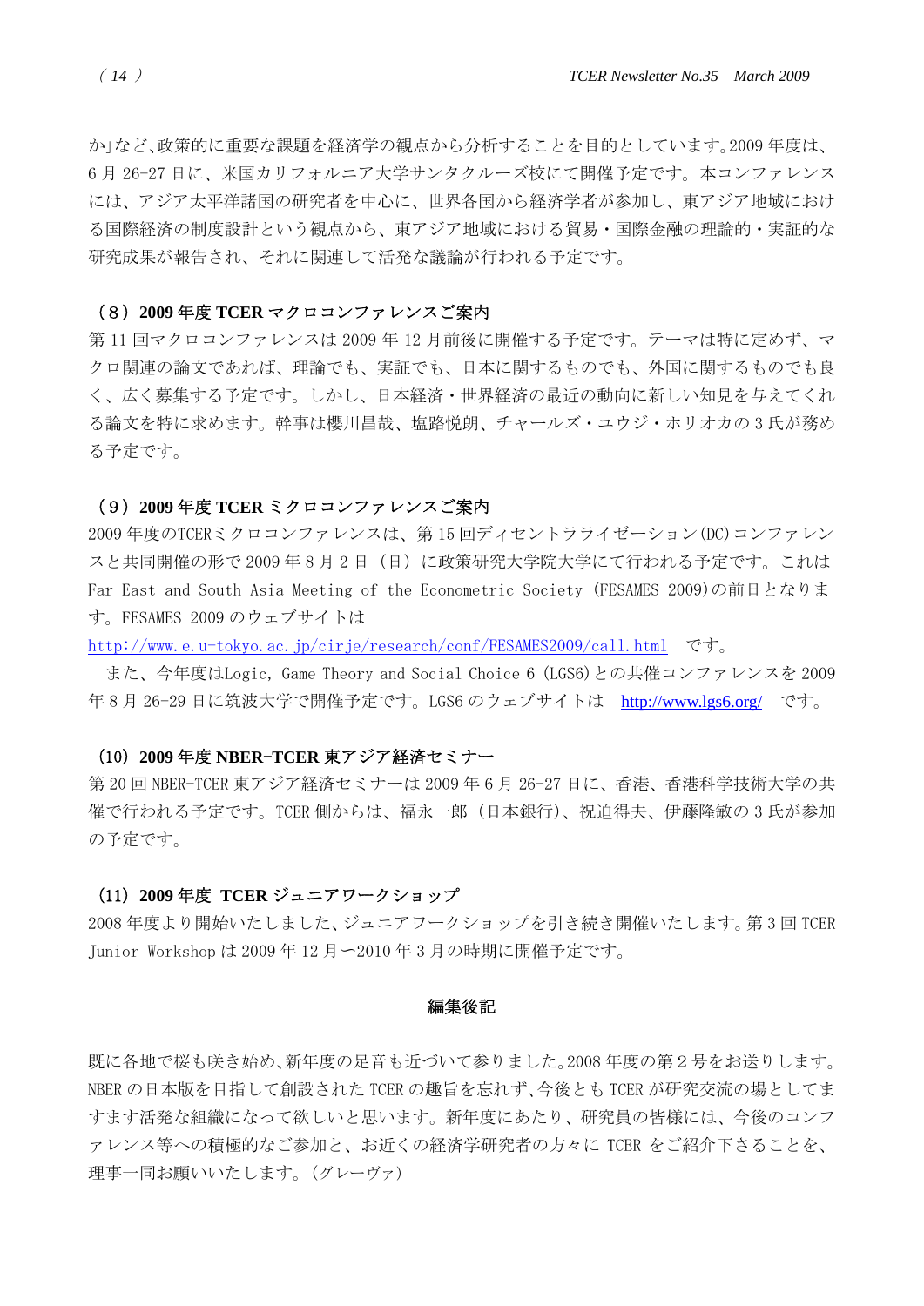か」など、政策的に重要な課題を経済学の観点から分析することを目的としています。2009 年度は、6 月 26-27 日に、米国カリフォルニア大学サンタクルーズ校にて開催予定です。本コンファレンスには、アジア太平洋諸国の研究者を中心に、世界各国から経済学者が参加し、東アジア地域における国際経済の制度設計という観点から、東アジア地域における貿易・国際金融の理論的・実証的な研究成果が報告され、それに関連して活発な議論が行われる予定です。

### （8）2009 年度 TCER マクロコンファレンスご案内

第 11 回マクロコンファレンスは 2009 年 12 月前後に開催する予定です。テーマは特に定めず、マクロ関連の論文であれば、理論でも、実証でも、日本に関するものでも、外国に関するものでも良く、広く募集する予定です。しかし、日本経済・世界経済の最近の動向に新しい知見を与えてくれる論文を特に求めます。幹事は櫻川昌哉、塩路悦朗、チャールズ・ユウジ・ホリオカの 3 氏が務める予定です。

### （9）2009 年度 TCER ミクロコンファレンスご案内

2009 年度のTCERミクロコンファレンスは、第 15 回ディセントラライゼーション(DC)コンファレンスと共同開催の形で 2009 年 8 月 2 日（日）に政策研究大学院大学にて行われる予定です。これは Far East and South Asia Meeting of the Econometric Society (FESAMES 2009)の前日となります。FESAMES 2009 のウェブサイトは

http://www.e.u-tokyo.ac.jp/cirje/research/conf/FESAMES2009/call.html　です。

　また、今年度はLogic, Game Theory and Social Choice 6 (LGS6)との共催コンファレンスを 2009 年 8 月 26-29 日に筑波大学で開催予定です。LGS6 のウェブサイトは　http://www.lgs6.org/　です。

### （10）2009 年度 NBER-TCER 東アジア経済セミナー

第 20 回 NBER-TCER 東アジア経済セミナーは 2009 年 6 月 26-27 日に、香港、香港科学技術大学の共催で行われる予定です。TCER 側からは、福永一郎（日本銀行）、祝迫得夫、伊藤隆敏の 3 氏が参加の予定です。

### （11）2009 年度　TCER ジュニアワークショップ

2008 年度より開始いたしました、ジュニアワークショップを引き続き開催いたします。第 3 回 TCER Junior Workshop は 2009 年 12 月ー2010 年 3 月の時期に開催予定です。

## 編集後記

既に各地で桜も咲き始め、新年度の足音も近づいて参りました。2008 年度の第 2 号をお送りします。NBER の日本版を目指して創設された TCER の趣旨を忘れず、今後とも TCER が研究交流の場としてますます活発な組織になって欲しいと思います。新年度にあたり、研究員の皆様には、今後のコンファレンス等への積極的なご参加と、お近くの経済学研究者の方々に TCER をご紹介下さることを、理事一同お願いいたします。(グレーヴァ)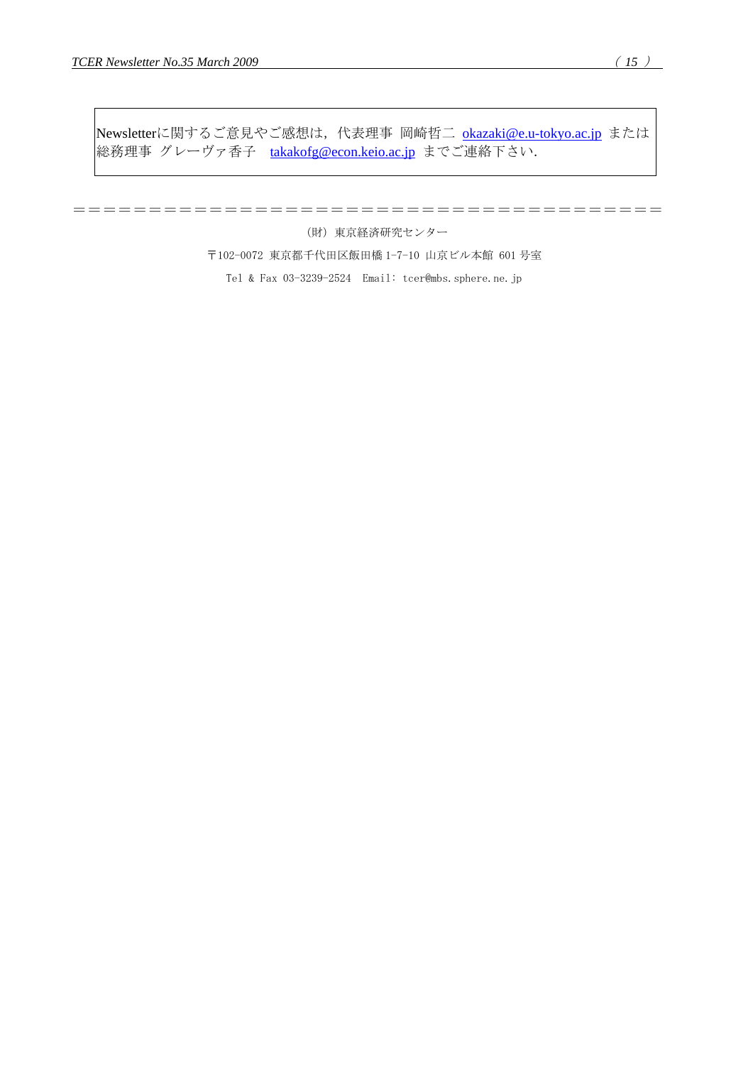Newsletterに関するご意見やご感想は，代表理事 岡崎哲二 okazaki@e.u-tokyo.ac.jp または総務理事 グレーヴァ香子 takakofg@econ.keio.ac.jp までご連絡下さい．

＝＝＝＝＝＝＝＝＝＝＝＝＝＝＝＝＝＝＝＝＝＝＝＝＝＝＝＝＝＝＝＝＝＝＝＝＝＝＝＝

（財）東京経済研究センター

〒102-0072 東京都千代田区飯田橋 1-7-10 山京ビル本館 601 号室

Tel & Fax 03-3239-2524　Email: tcer@mbs.sphere.ne.jp